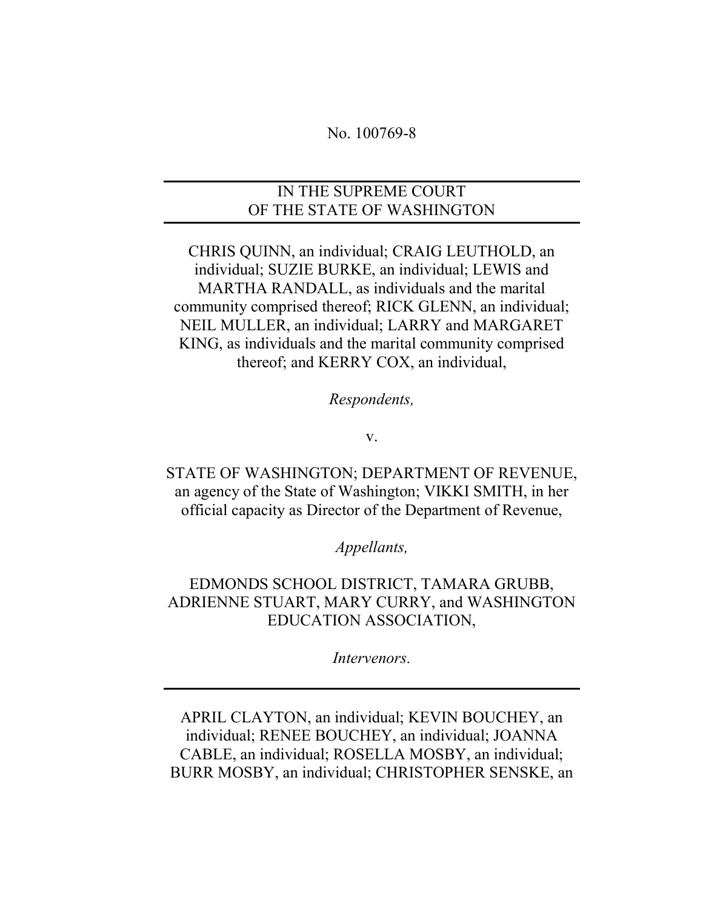No. 100769-8

---

IN THE SUPREME COURT
OF THE STATE OF WASHINGTON

---

CHRIS QUINN, an individual; CRAIG LEUTHOLD, an individual; SUZIE BURKE, an individual; LEWIS and MARTHA RANDALL, as individuals and the marital community comprised thereof; RICK GLENN, an individual; NEIL MULLER, an individual; LARRY and MARGARET KING, as individuals and the marital community comprised thereof; and KERRY COX, an individual,

*Respondents,*

v.

STATE OF WASHINGTON; DEPARTMENT OF REVENUE, an agency of the State of Washington; VIKKI SMITH, in her official capacity as Director of the Department of Revenue,

*Appellants,*

EDMONDS SCHOOL DISTRICT, TAMARA GRUBB, ADRIENNE STUART, MARY CURRY, and WASHINGTON EDUCATION ASSOCIATION,

*Intervenors.*

---

APRIL CLAYTON, an individual; KEVIN BOUCHEY, an individual; RENEE BOUCHEY, an individual; JOANNA CABLE, an individual; ROSELLA MOSBY, an individual; BURR MOSBY, an individual; CHRISTOPHER SENSKE, an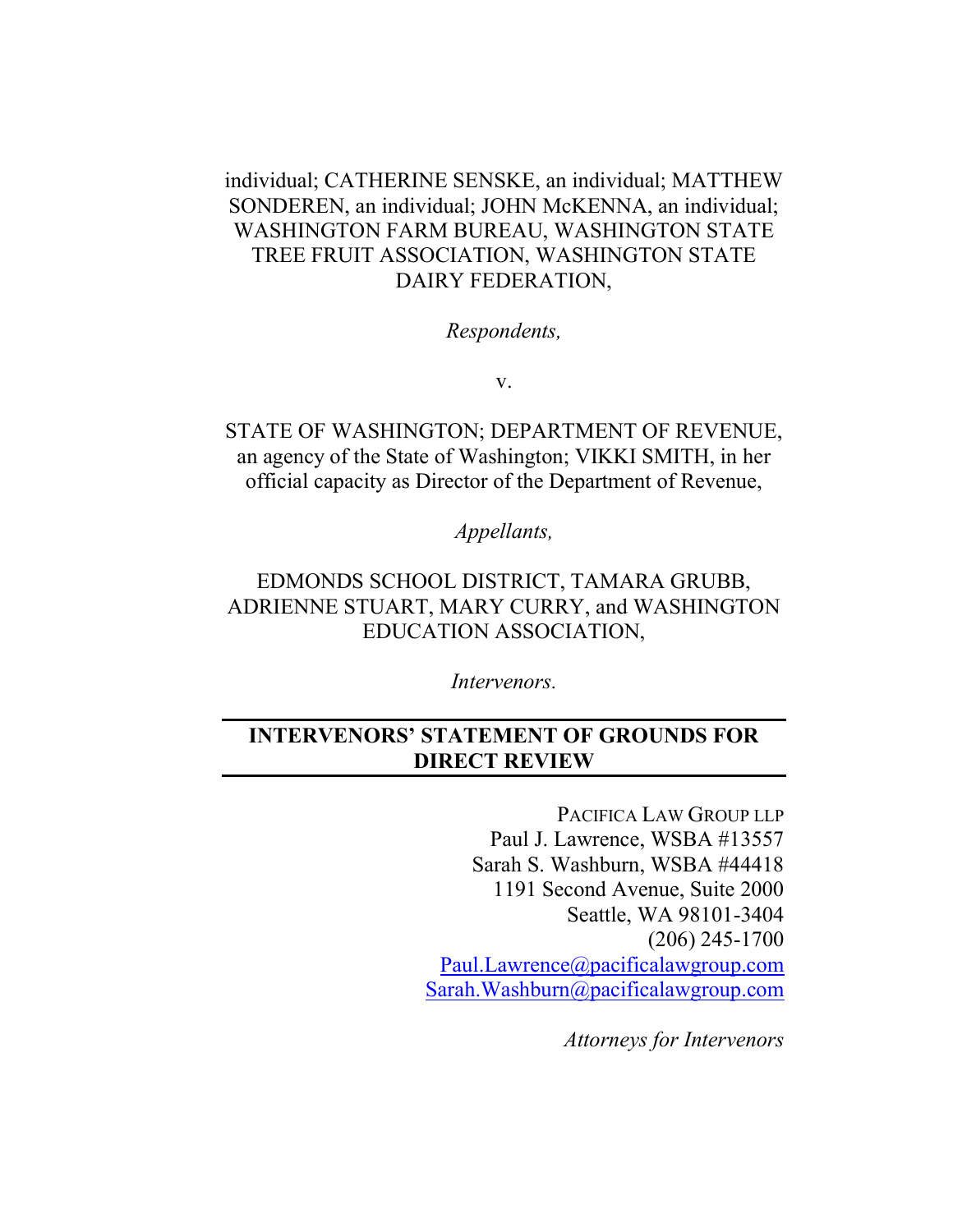individual; CATHERINE SENSKE, an individual; MATTHEW SONDEREN, an individual; JOHN McKENNA, an individual; WASHINGTON FARM BUREAU, WASHINGTON STATE TREE FRUIT ASSOCIATION, WASHINGTON STATE DAIRY FEDERATION,

*Respondents,*

v.

STATE OF WASHINGTON; DEPARTMENT OF REVENUE, an agency of the State of Washington; VIKKI SMITH, in her official capacity as Director of the Department of Revenue,

*Appellants,*

EDMONDS SCHOOL DISTRICT, TAMARA GRUBB, ADRIENNE STUART, MARY CURRY, and WASHINGTON EDUCATION ASSOCIATION,

*Intervenors.*

---

**INTERVENORS' STATEMENT OF GROUNDS FOR DIRECT REVIEW**

---

PACIFICA LAW GROUP LLP
Paul J. Lawrence, WSBA #13557
Sarah S. Washburn, WSBA #44418
1191 Second Avenue, Suite 2000
Seattle, WA 98101-3404
(206) 245-1700
Paul.Lawrence@pacificalawgroup.com
Sarah.Washburn@pacificalawgroup.com

*Attorneys for Intervenors*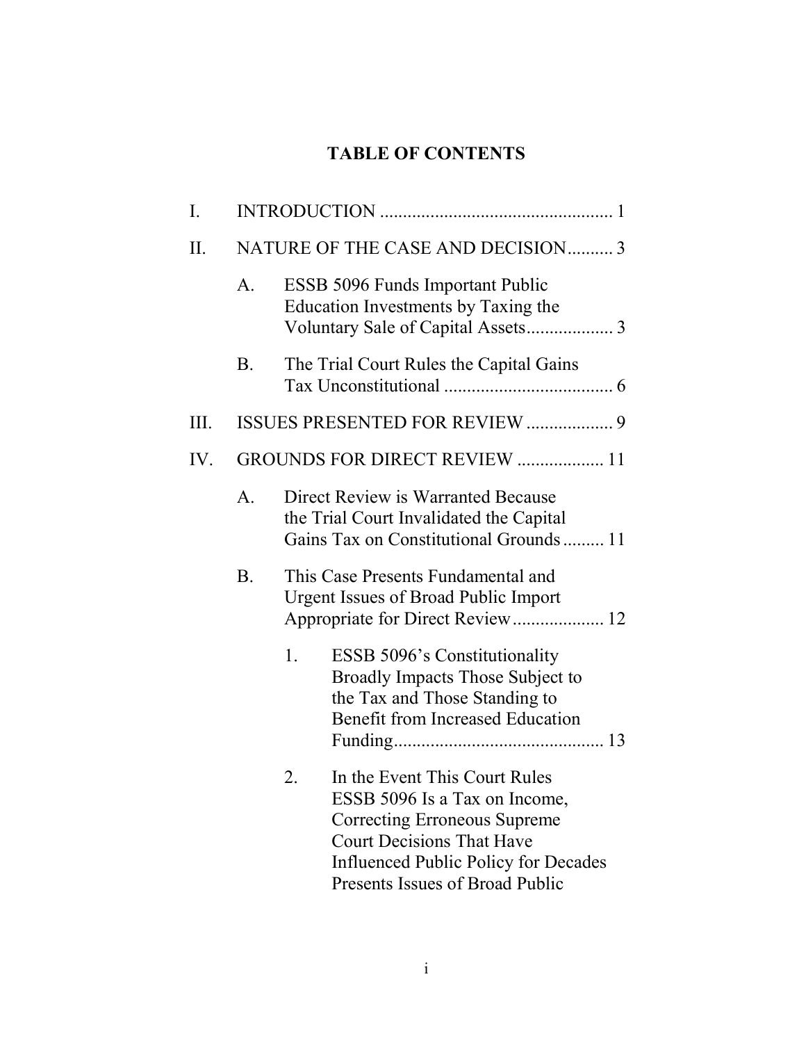# TABLE OF CONTENTS

I. INTRODUCTION .................................................. 1

II. NATURE OF THE CASE AND DECISION.......... 3

- A. ESSB 5096 Funds Important Public Education Investments by Taxing the Voluntary Sale of Capital Assets.................. 3
- B. The Trial Court Rules the Capital Gains Tax Unconstitutional .................................... 6

III. ISSUES PRESENTED FOR REVIEW .................. 9

IV. GROUNDS FOR DIRECT REVIEW .................. 11

- A. Direct Review is Warranted Because the Trial Court Invalidated the Capital Gains Tax on Constitutional Grounds ......... 11
- B. This Case Presents Fundamental and Urgent Issues of Broad Public Import Appropriate for Direct Review.................... 12
  1. ESSB 5096's Constitutionality Broadly Impacts Those Subject to the Tax and Those Standing to Benefit from Increased Education Funding............................................. 13
  2. In the Event This Court Rules ESSB 5096 Is a Tax on Income, Correcting Erroneous Supreme Court Decisions That Have Influenced Public Policy for Decades Presents Issues of Broad Public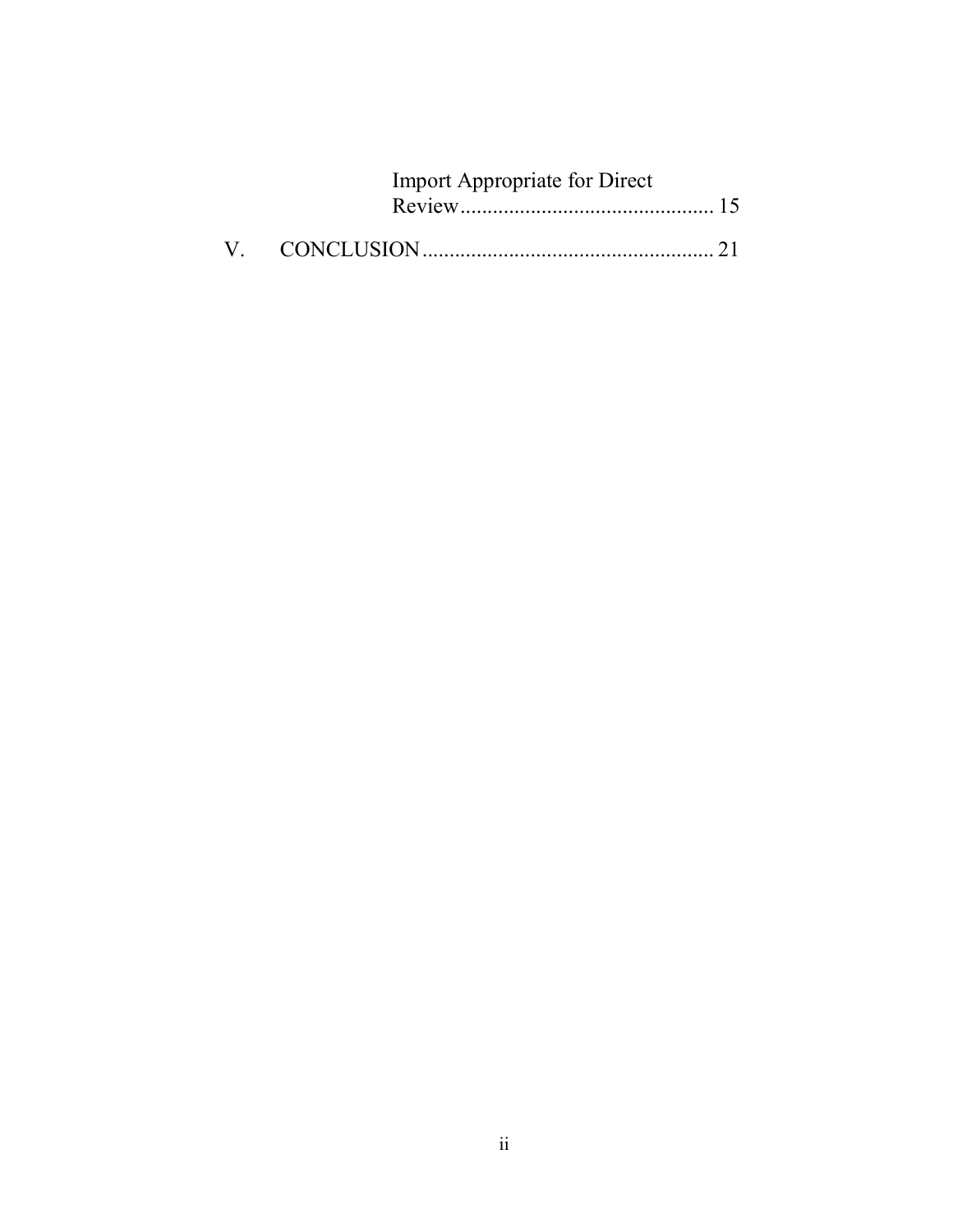Import Appropriate for Direct Review .............................................. 15

V. CONCLUSION ..................................................... 21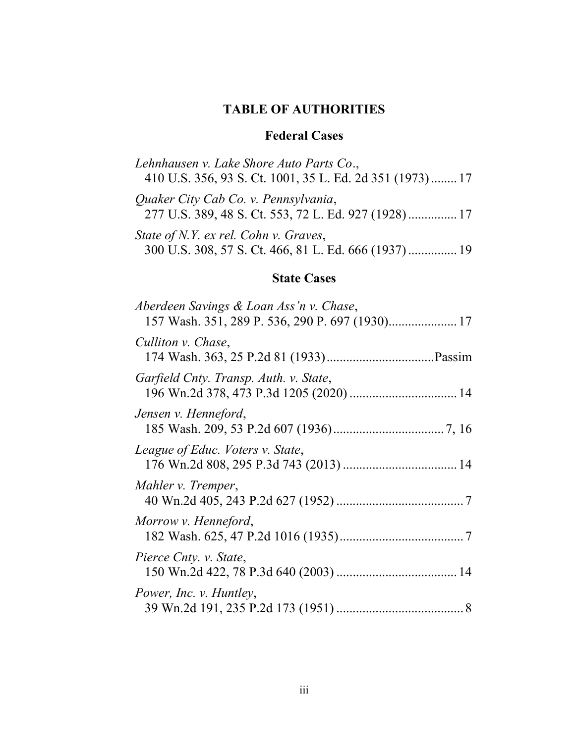# TABLE OF AUTHORITIES

## Federal Cases

*Lehnhausen v. Lake Shore Auto Parts Co*.,
410 U.S. 356, 93 S. Ct. 1001, 35 L. Ed. 2d 351 (1973)........17

*Quaker City Cab Co. v. Pennsylvania*,
277 U.S. 389, 48 S. Ct. 553, 72 L. Ed. 927 (1928)...............17

*State of N.Y. ex rel. Cohn v. Graves*,
300 U.S. 308, 57 S. Ct. 466, 81 L. Ed. 666 (1937)...............19

## State Cases

*Aberdeen Savings & Loan Ass'n v. Chase*,
157 Wash. 351, 289 P. 536, 290 P. 697 (1930).....................17

*Culliton v. Chase*,
174 Wash. 363, 25 P.2d 81 (1933).................................Passim

*Garfield Cnty. Transp. Auth. v. State*,
196 Wn.2d 378, 473 P.3d 1205 (2020) .................................14

*Jensen v. Henneford*,
185 Wash. 209, 53 P.2d 607 (1936).................................7, 16

*League of Educ. Voters v. State*,
176 Wn.2d 808, 295 P.3d 743 (2013) ...................................14

*Mahler v. Tremper*,
40 Wn.2d 405, 243 P.2d 627 (1952) .......................................7

*Morrow v. Henneford*,
182 Wash. 625, 47 P.2d 1016 (1935)......................................7

*Pierce Cnty. v. State*,
150 Wn.2d 422, 78 P.3d 640 (2003) .....................................14

*Power, Inc. v. Huntley*,
39 Wn.2d 191, 235 P.2d 173 (1951) .......................................8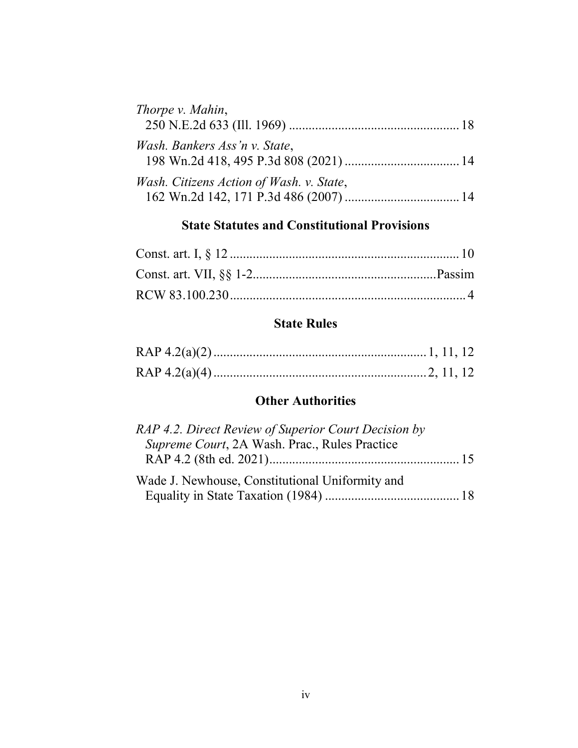*Thorpe v. Mahin*,
250 N.E.2d 633 (Ill. 1969) .................................................... 18

*Wash. Bankers Ass'n v. State*,
198 Wn.2d 418, 495 P.3d 808 (2021) .................................. 14

*Wash. Citizens Action of Wash. v. State*,
162 Wn.2d 142, 171 P.3d 486 (2007) .................................. 14

## State Statutes and Constitutional Provisions

Const. art. I, § 12 ..................................................................... 10

Const. art. VII, §§ 1-2.......................................................Passim

RCW 83.100.230....................................................................... 4

## State Rules

RAP 4.2(a)(2) ................................................................ 1, 11, 12

RAP 4.2(a)(4) ................................................................ 2, 11, 12

## Other Authorities

*RAP 4.2. Direct Review of Superior Court Decision by Supreme Court*, 2A Wash. Prac., Rules Practice RAP 4.2 (8th ed. 2021)......................................................... 15

Wade J. Newhouse, Constitutional Uniformity and Equality in State Taxation (1984) ......................................... 18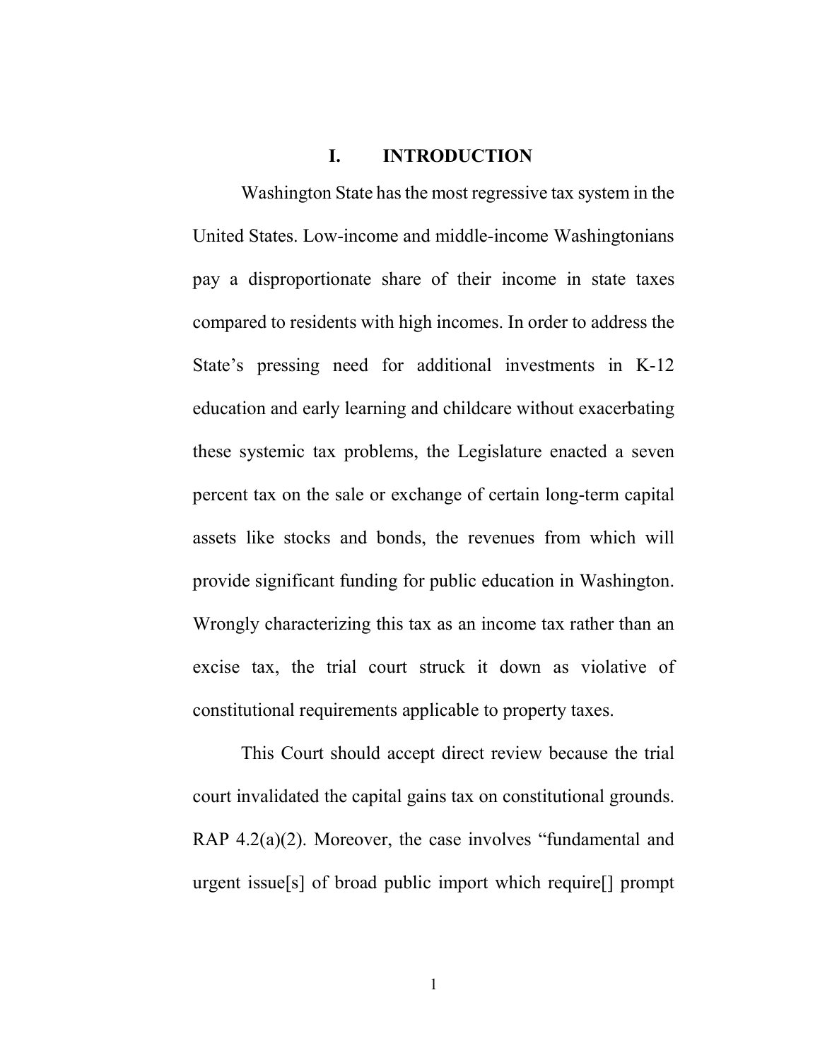# I. INTRODUCTION

Washington State has the most regressive tax system in the United States. Low-income and middle-income Washingtonians pay a disproportionate share of their income in state taxes compared to residents with high incomes. In order to address the State's pressing need for additional investments in K-12 education and early learning and childcare without exacerbating these systemic tax problems, the Legislature enacted a seven percent tax on the sale or exchange of certain long-term capital assets like stocks and bonds, the revenues from which will provide significant funding for public education in Washington. Wrongly characterizing this tax as an income tax rather than an excise tax, the trial court struck it down as violative of constitutional requirements applicable to property taxes.

This Court should accept direct review because the trial court invalidated the capital gains tax on constitutional grounds. RAP 4.2(a)(2). Moreover, the case involves "fundamental and urgent issue[s] of broad public import which require[] prompt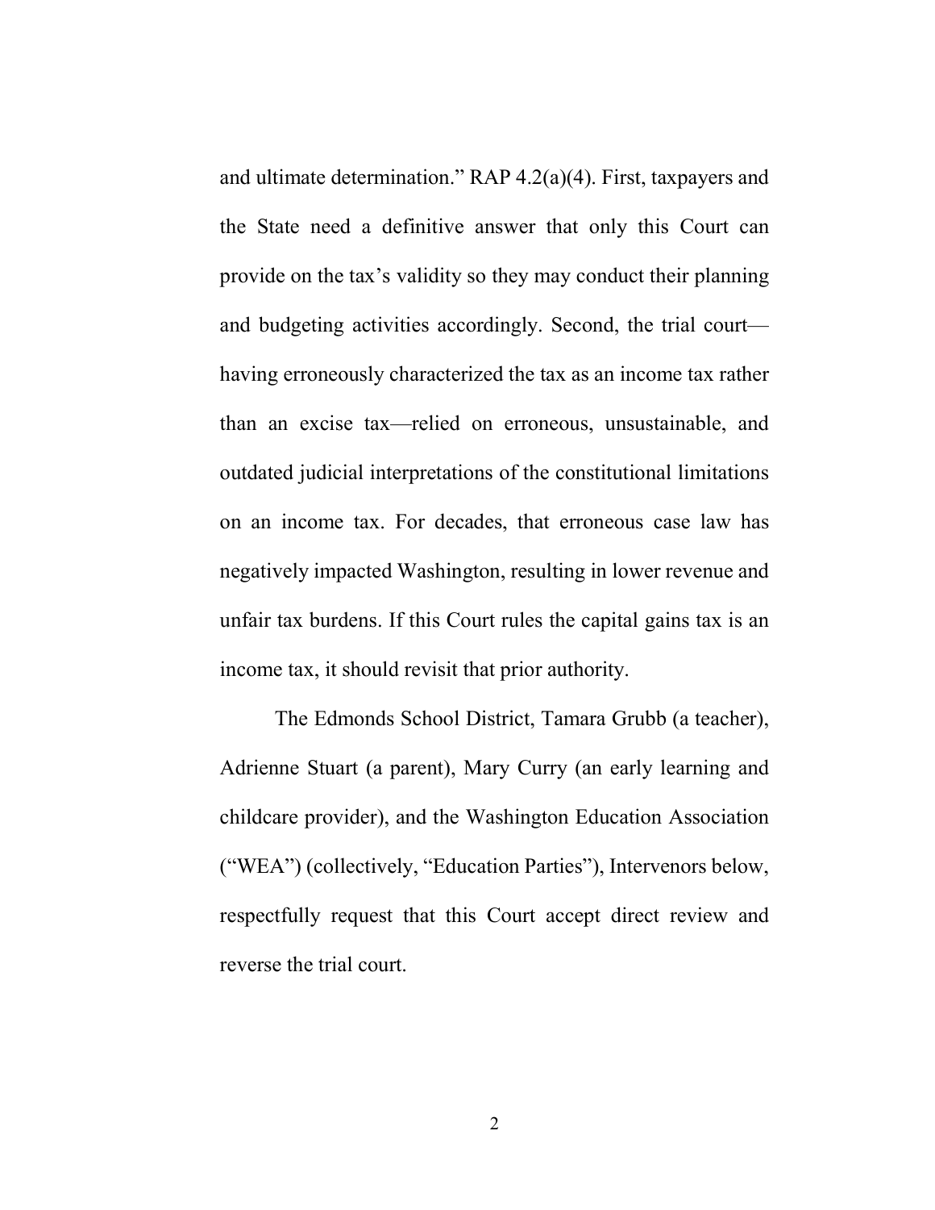and ultimate determination." RAP 4.2(a)(4). First, taxpayers and the State need a definitive answer that only this Court can provide on the tax's validity so they may conduct their planning and budgeting activities accordingly. Second, the trial court—having erroneously characterized the tax as an income tax rather than an excise tax—relied on erroneous, unsustainable, and outdated judicial interpretations of the constitutional limitations on an income tax. For decades, that erroneous case law has negatively impacted Washington, resulting in lower revenue and unfair tax burdens. If this Court rules the capital gains tax is an income tax, it should revisit that prior authority.

The Edmonds School District, Tamara Grubb (a teacher), Adrienne Stuart (a parent), Mary Curry (an early learning and childcare provider), and the Washington Education Association ("WEA") (collectively, "Education Parties"), Intervenors below, respectfully request that this Court accept direct review and reverse the trial court.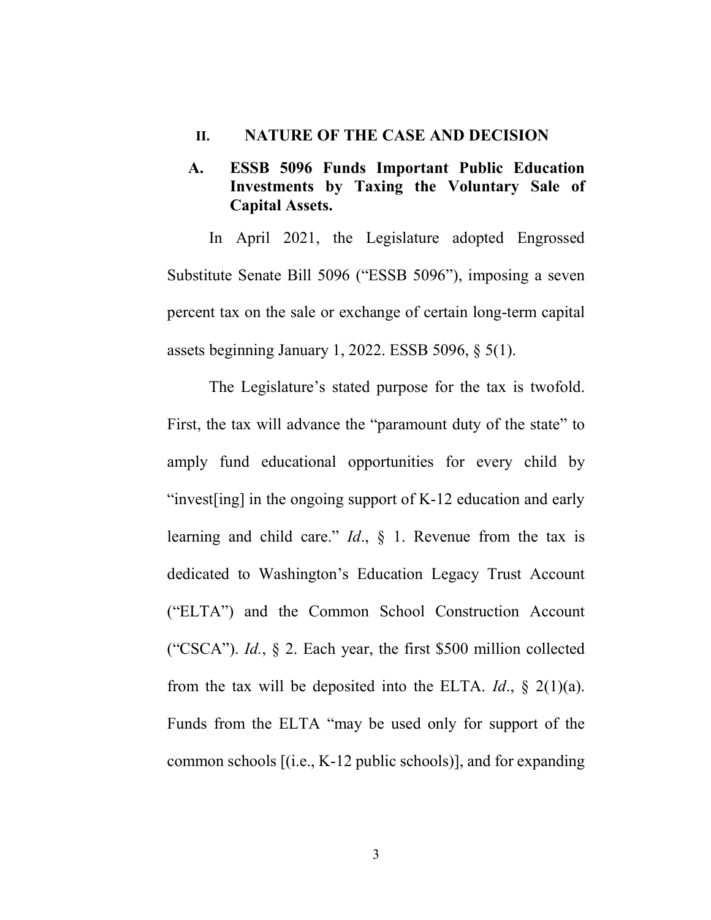## II. NATURE OF THE CASE AND DECISION

### A. ESSB 5096 Funds Important Public Education Investments by Taxing the Voluntary Sale of Capital Assets.

In April 2021, the Legislature adopted Engrossed Substitute Senate Bill 5096 ("ESSB 5096"), imposing a seven percent tax on the sale or exchange of certain long-term capital assets beginning January 1, 2022. ESSB 5096, § 5(1).

The Legislature's stated purpose for the tax is twofold. First, the tax will advance the "paramount duty of the state" to amply fund educational opportunities for every child by "invest[ing] in the ongoing support of K-12 education and early learning and child care." *Id*., § 1. Revenue from the tax is dedicated to Washington's Education Legacy Trust Account ("ELTA") and the Common School Construction Account ("CSCA"). *Id.*, § 2. Each year, the first $500 million collected from the tax will be deposited into the ELTA. *Id*., § 2(1)(a). Funds from the ELTA "may be used only for support of the common schools [(i.e., K-12 public schools)], and for expanding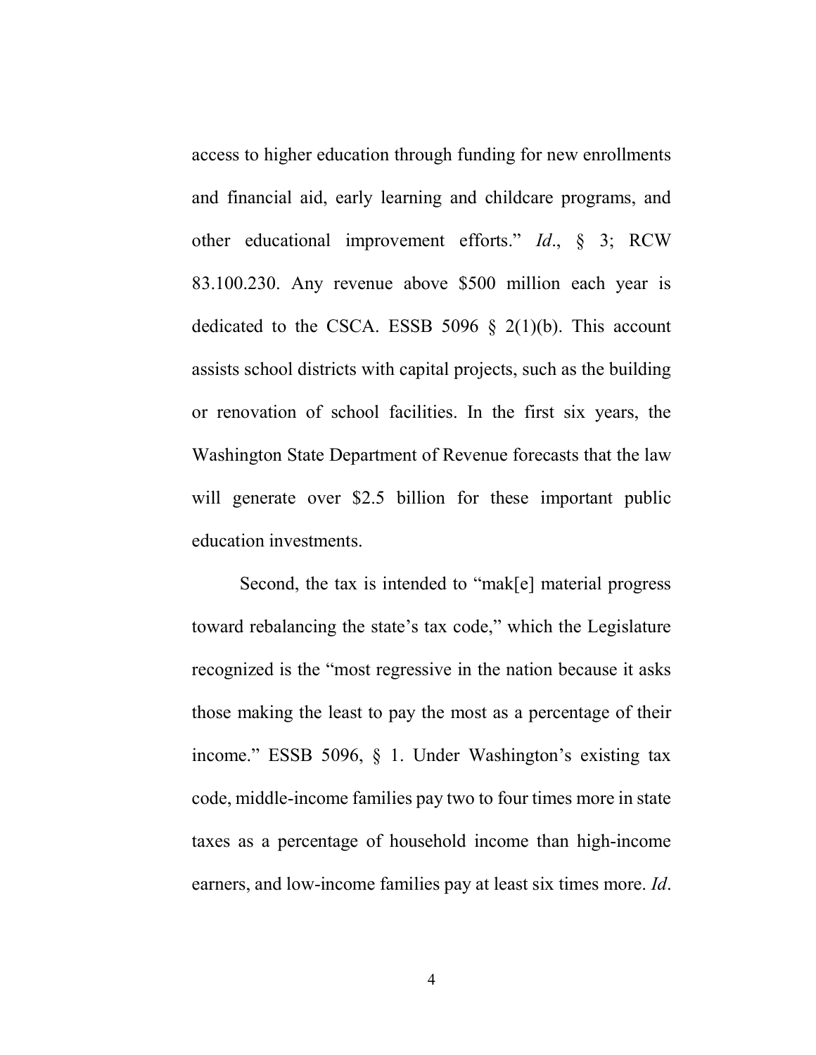access to higher education through funding for new enrollments and financial aid, early learning and childcare programs, and other educational improvement efforts." *Id*., § 3; RCW 83.100.230. Any revenue above $500 million each year is dedicated to the CSCA. ESSB 5096 § 2(1)(b). This account assists school districts with capital projects, such as the building or renovation of school facilities. In the first six years, the Washington State Department of Revenue forecasts that the law will generate over $2.5 billion for these important public education investments.

Second, the tax is intended to "mak[e] material progress toward rebalancing the state's tax code," which the Legislature recognized is the "most regressive in the nation because it asks those making the least to pay the most as a percentage of their income." ESSB 5096, § 1. Under Washington's existing tax code, middle-income families pay two to four times more in state taxes as a percentage of household income than high-income earners, and low-income families pay at least six times more. *Id*.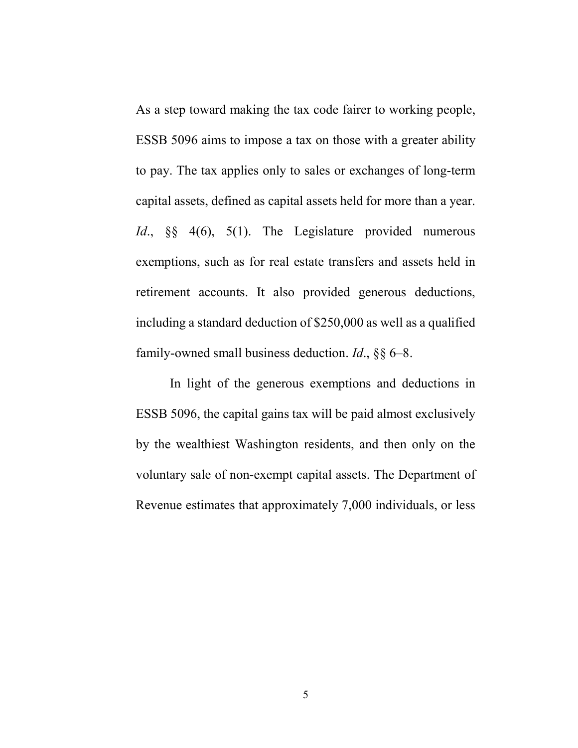As a step toward making the tax code fairer to working people, ESSB 5096 aims to impose a tax on those with a greater ability to pay. The tax applies only to sales or exchanges of long-term capital assets, defined as capital assets held for more than a year. *Id*., §§ 4(6), 5(1). The Legislature provided numerous exemptions, such as for real estate transfers and assets held in retirement accounts. It also provided generous deductions, including a standard deduction of $250,000 as well as a qualified family-owned small business deduction. *Id*., §§ 6–8.

In light of the generous exemptions and deductions in ESSB 5096, the capital gains tax will be paid almost exclusively by the wealthiest Washington residents, and then only on the voluntary sale of non-exempt capital assets. The Department of Revenue estimates that approximately 7,000 individuals, or less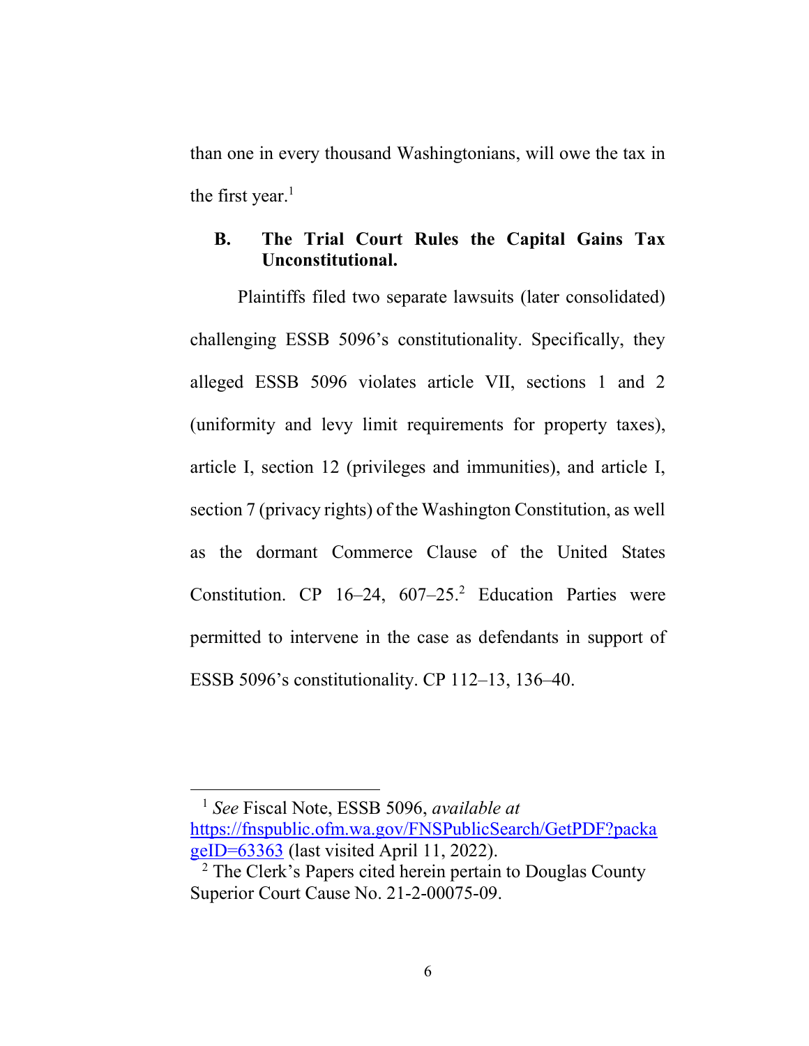than one in every thousand Washingtonians, will owe the tax in the first year.[1]

### B. The Trial Court Rules the Capital Gains Tax Unconstitutional.

Plaintiffs filed two separate lawsuits (later consolidated) challenging ESSB 5096's constitutionality. Specifically, they alleged ESSB 5096 violates article VII, sections 1 and 2 (uniformity and levy limit requirements for property taxes), article I, section 12 (privileges and immunities), and article I, section 7 (privacy rights) of the Washington Constitution, as well as the dormant Commerce Clause of the United States Constitution. CP 16–24, 607–25.[2] Education Parties were permitted to intervene in the case as defendants in support of ESSB 5096's constitutionality. CP 112–13, 136–40.

---

[1] *See* Fiscal Note, ESSB 5096, *available at* https://fnspublic.ofm.wa.gov/FNSPublicSearch/GetPDF?packageID=63363 (last visited April 11, 2022).

[2] The Clerk's Papers cited herein pertain to Douglas County Superior Court Cause No. 21-2-00075-09.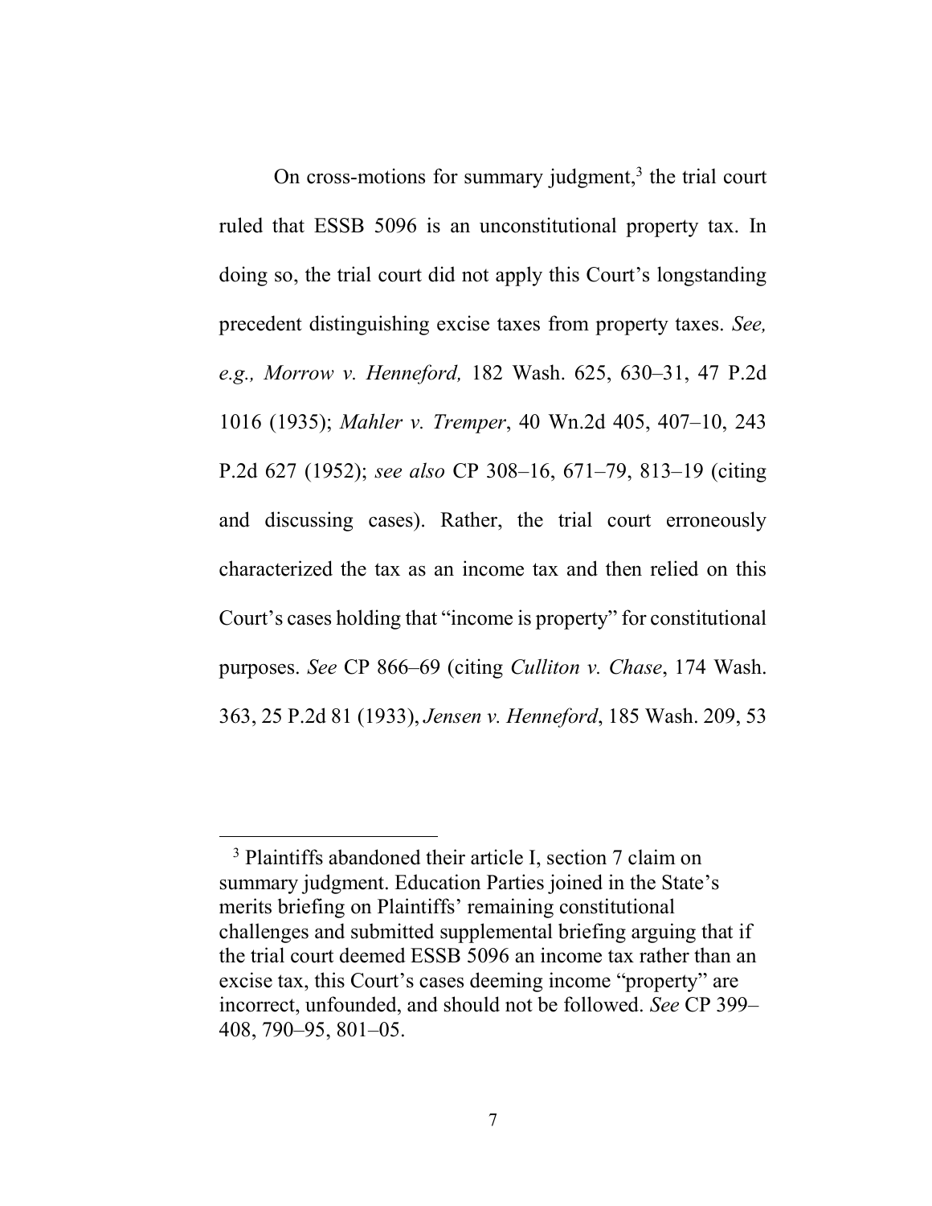On cross-motions for summary judgment,[3] the trial court ruled that ESSB 5096 is an unconstitutional property tax. In doing so, the trial court did not apply this Court's longstanding precedent distinguishing excise taxes from property taxes. *See, e.g., Morrow v. Henneford,* 182 Wash. 625, 630–31, 47 P.2d 1016 (1935); *Mahler v. Tremper*, 40 Wn.2d 405, 407–10, 243 P.2d 627 (1952); *see also* CP 308–16, 671–79, 813–19 (citing and discussing cases). Rather, the trial court erroneously characterized the tax as an income tax and then relied on this Court's cases holding that "income is property" for constitutional purposes. *See* CP 866–69 (citing *Culliton v. Chase*, 174 Wash. 363, 25 P.2d 81 (1933), *Jensen v. Henneford*, 185 Wash. 209, 53

---

[3] Plaintiffs abandoned their article I, section 7 claim on summary judgment. Education Parties joined in the State's merits briefing on Plaintiffs' remaining constitutional challenges and submitted supplemental briefing arguing that if the trial court deemed ESSB 5096 an income tax rather than an excise tax, this Court's cases deeming income "property" are incorrect, unfounded, and should not be followed. *See* CP 399–408, 790–95, 801–05.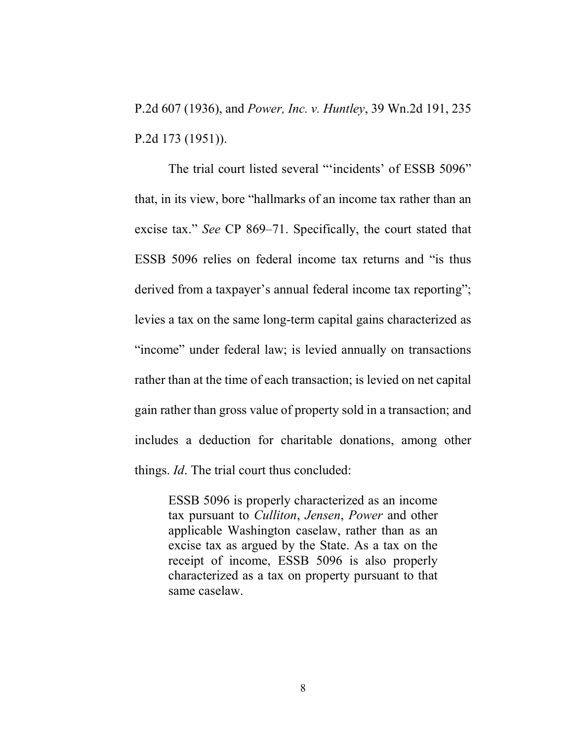P.2d 607 (1936), and *Power, Inc. v. Huntley*, 39 Wn.2d 191, 235 P.2d 173 (1951)).

The trial court listed several "'incidents' of ESSB 5096" that, in its view, bore "hallmarks of an income tax rather than an excise tax." *See* CP 869–71. Specifically, the court stated that ESSB 5096 relies on federal income tax returns and "is thus derived from a taxpayer's annual federal income tax reporting"; levies a tax on the same long-term capital gains characterized as "income" under federal law; is levied annually on transactions rather than at the time of each transaction; is levied on net capital gain rather than gross value of property sold in a transaction; and includes a deduction for charitable donations, among other things. *Id*. The trial court thus concluded:

> ESSB 5096 is properly characterized as an income tax pursuant to *Culliton*, *Jensen*, *Power* and other applicable Washington caselaw, rather than as an excise tax as argued by the State. As a tax on the receipt of income, ESSB 5096 is also properly characterized as a tax on property pursuant to that same caselaw.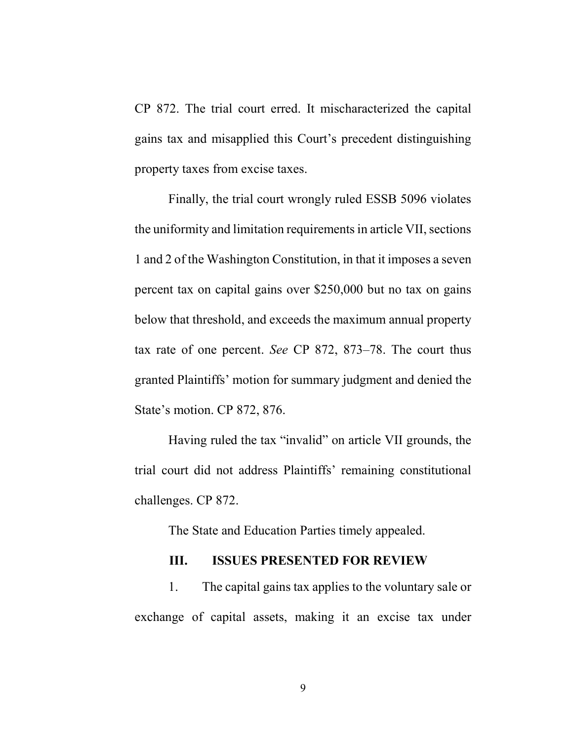CP 872. The trial court erred. It mischaracterized the capital gains tax and misapplied this Court's precedent distinguishing property taxes from excise taxes.

Finally, the trial court wrongly ruled ESSB 5096 violates the uniformity and limitation requirements in article VII, sections 1 and 2 of the Washington Constitution, in that it imposes a seven percent tax on capital gains over $250,000 but no tax on gains below that threshold, and exceeds the maximum annual property tax rate of one percent. *See* CP 872, 873–78. The court thus granted Plaintiffs' motion for summary judgment and denied the State's motion. CP 872, 876.

Having ruled the tax "invalid" on article VII grounds, the trial court did not address Plaintiffs' remaining constitutional challenges. CP 872.

The State and Education Parties timely appealed.

## III. ISSUES PRESENTED FOR REVIEW

1. The capital gains tax applies to the voluntary sale or exchange of capital assets, making it an excise tax under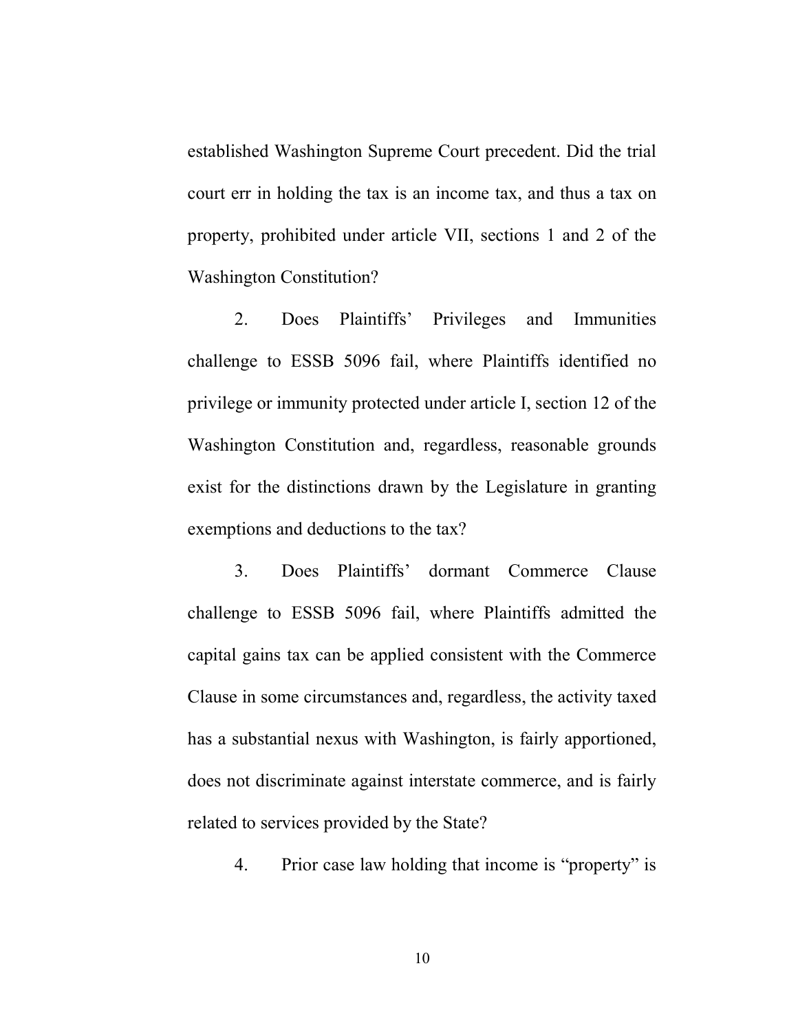established Washington Supreme Court precedent. Did the trial court err in holding the tax is an income tax, and thus a tax on property, prohibited under article VII, sections 1 and 2 of the Washington Constitution?

2. Does Plaintiffs' Privileges and Immunities challenge to ESSB 5096 fail, where Plaintiffs identified no privilege or immunity protected under article I, section 12 of the Washington Constitution and, regardless, reasonable grounds exist for the distinctions drawn by the Legislature in granting exemptions and deductions to the tax?

3. Does Plaintiffs' dormant Commerce Clause challenge to ESSB 5096 fail, where Plaintiffs admitted the capital gains tax can be applied consistent with the Commerce Clause in some circumstances and, regardless, the activity taxed has a substantial nexus with Washington, is fairly apportioned, does not discriminate against interstate commerce, and is fairly related to services provided by the State?

4. Prior case law holding that income is "property" is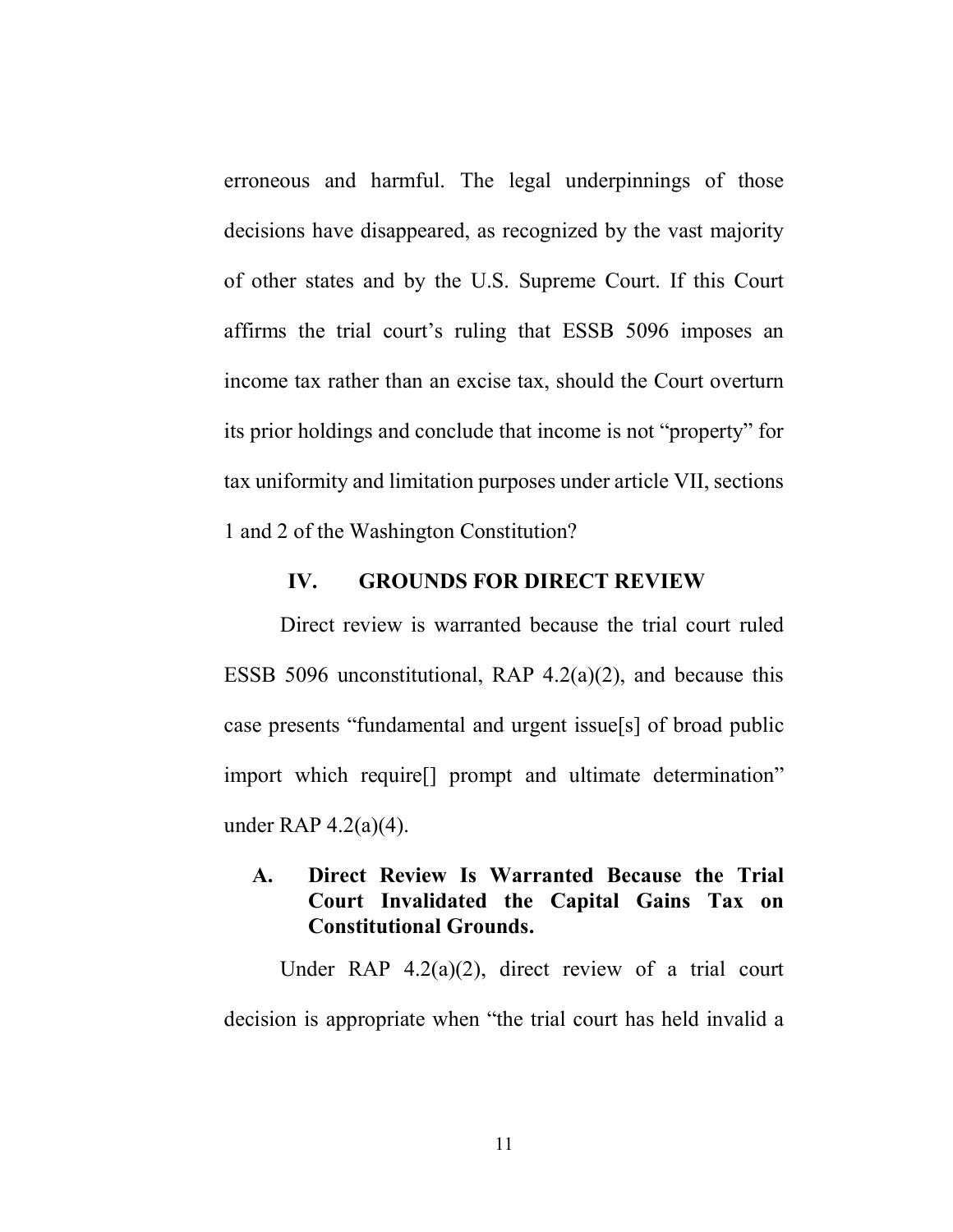erroneous and harmful. The legal underpinnings of those decisions have disappeared, as recognized by the vast majority of other states and by the U.S. Supreme Court. If this Court affirms the trial court's ruling that ESSB 5096 imposes an income tax rather than an excise tax, should the Court overturn its prior holdings and conclude that income is not "property" for tax uniformity and limitation purposes under article VII, sections 1 and 2 of the Washington Constitution?

## IV. GROUNDS FOR DIRECT REVIEW

Direct review is warranted because the trial court ruled ESSB 5096 unconstitutional, RAP 4.2(a)(2), and because this case presents "fundamental and urgent issue[s] of broad public import which require[] prompt and ultimate determination" under RAP 4.2(a)(4).

### A. Direct Review Is Warranted Because the Trial Court Invalidated the Capital Gains Tax on Constitutional Grounds.

Under RAP 4.2(a)(2), direct review of a trial court decision is appropriate when "the trial court has held invalid a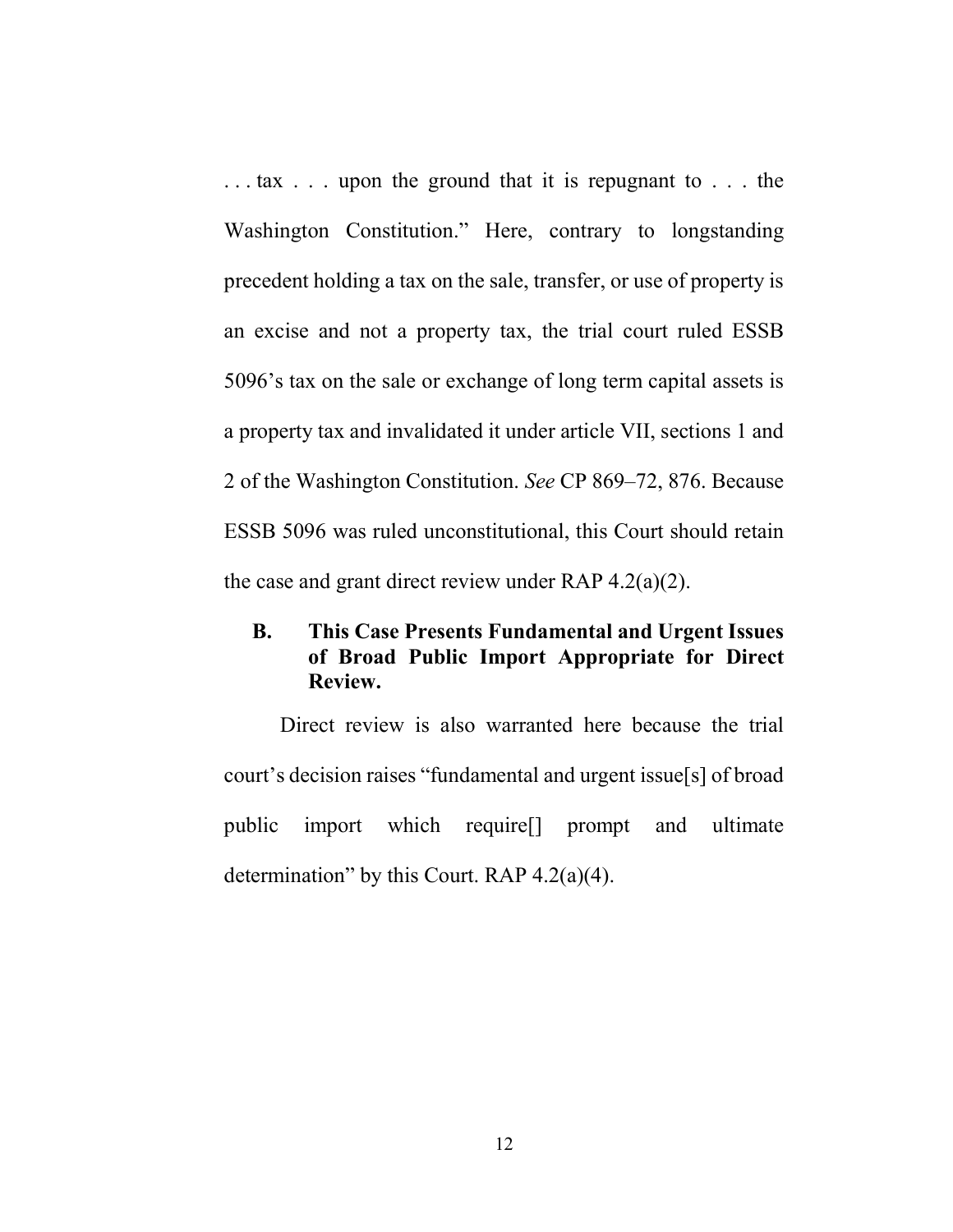. . . tax . . . upon the ground that it is repugnant to . . . the Washington Constitution." Here, contrary to longstanding precedent holding a tax on the sale, transfer, or use of property is an excise and not a property tax, the trial court ruled ESSB 5096's tax on the sale or exchange of long term capital assets is a property tax and invalidated it under article VII, sections 1 and 2 of the Washington Constitution. *See* CP 869–72, 876. Because ESSB 5096 was ruled unconstitutional, this Court should retain the case and grant direct review under RAP 4.2(a)(2).

### B. This Case Presents Fundamental and Urgent Issues of Broad Public Import Appropriate for Direct Review.

Direct review is also warranted here because the trial court's decision raises "fundamental and urgent issue[s] of broad public import which require[] prompt and ultimate determination" by this Court. RAP 4.2(a)(4).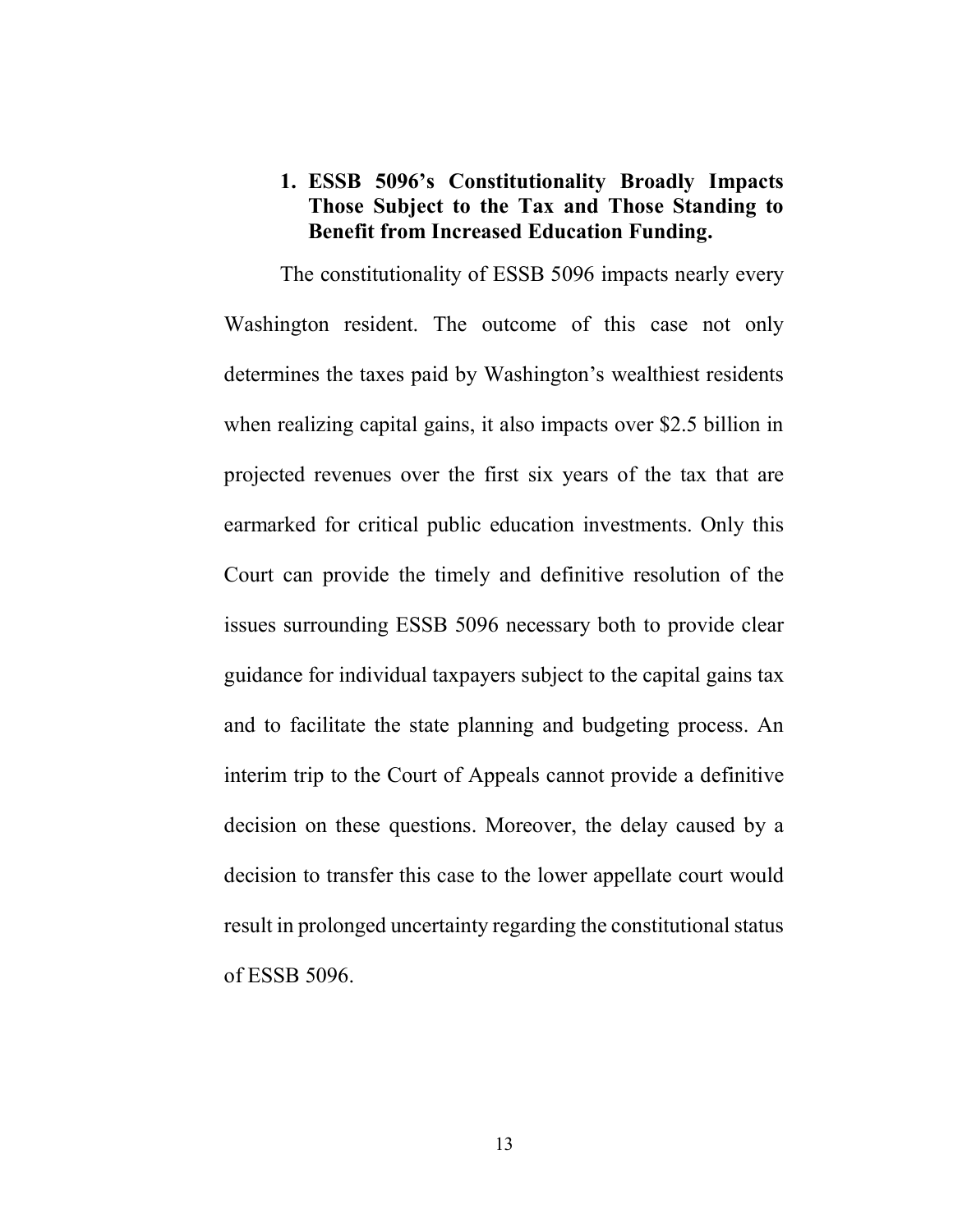### 1. ESSB 5096's Constitutionality Broadly Impacts Those Subject to the Tax and Those Standing to Benefit from Increased Education Funding.

The constitutionality of ESSB 5096 impacts nearly every Washington resident. The outcome of this case not only determines the taxes paid by Washington's wealthiest residents when realizing capital gains, it also impacts over $2.5 billion in projected revenues over the first six years of the tax that are earmarked for critical public education investments. Only this Court can provide the timely and definitive resolution of the issues surrounding ESSB 5096 necessary both to provide clear guidance for individual taxpayers subject to the capital gains tax and to facilitate the state planning and budgeting process. An interim trip to the Court of Appeals cannot provide a definitive decision on these questions. Moreover, the delay caused by a decision to transfer this case to the lower appellate court would result in prolonged uncertainty regarding the constitutional status of ESSB 5096.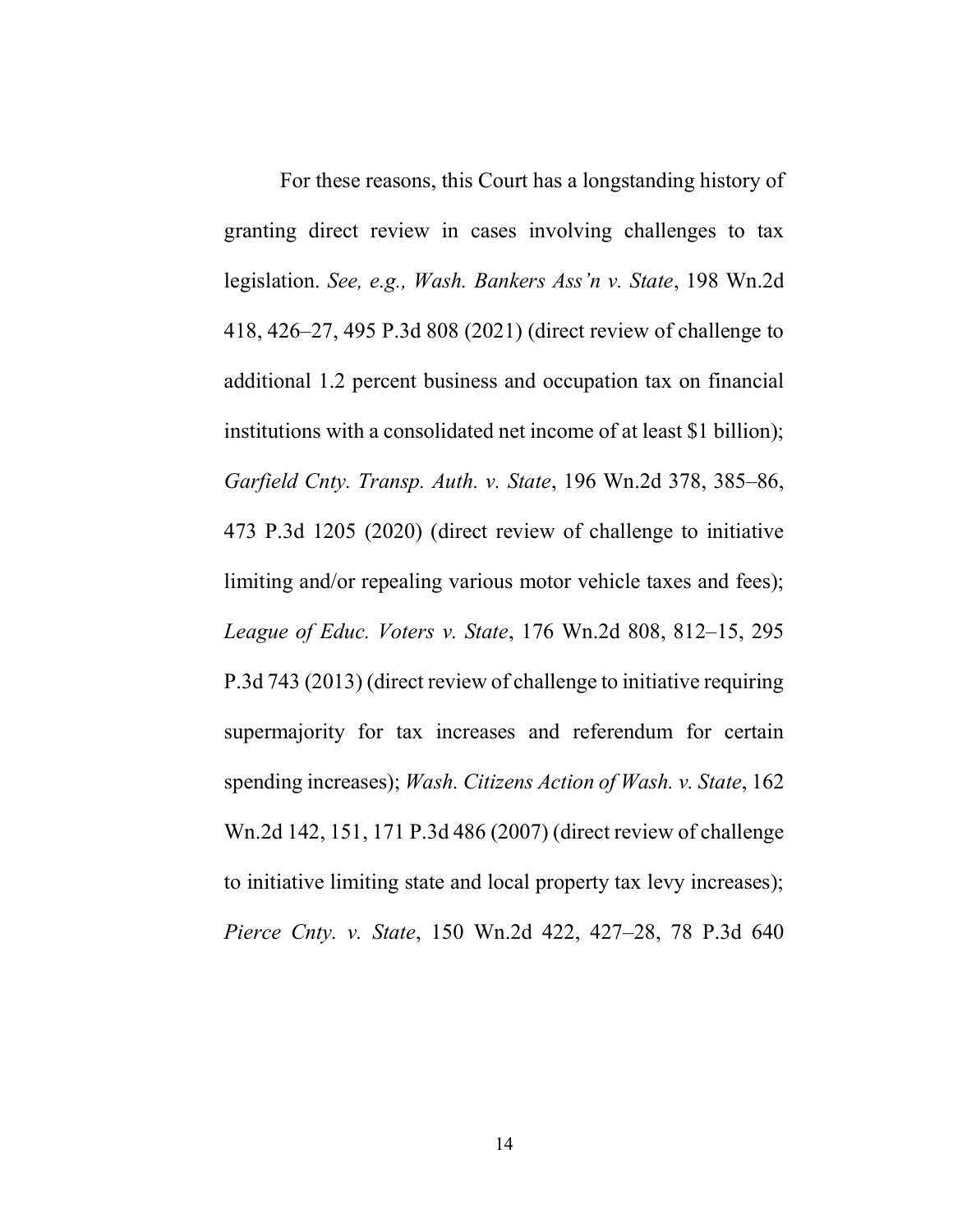For these reasons, this Court has a longstanding history of granting direct review in cases involving challenges to tax legislation. *See, e.g., Wash. Bankers Ass'n v. State*, 198 Wn.2d 418, 426–27, 495 P.3d 808 (2021) (direct review of challenge to additional 1.2 percent business and occupation tax on financial institutions with a consolidated net income of at least $1 billion); *Garfield Cnty. Transp. Auth. v. State*, 196 Wn.2d 378, 385–86, 473 P.3d 1205 (2020) (direct review of challenge to initiative limiting and/or repealing various motor vehicle taxes and fees); *League of Educ. Voters v. State*, 176 Wn.2d 808, 812–15, 295 P.3d 743 (2013) (direct review of challenge to initiative requiring supermajority for tax increases and referendum for certain spending increases); *Wash. Citizens Action of Wash. v. State*, 162 Wn.2d 142, 151, 171 P.3d 486 (2007) (direct review of challenge to initiative limiting state and local property tax levy increases); *Pierce Cnty. v. State*, 150 Wn.2d 422, 427–28, 78 P.3d 640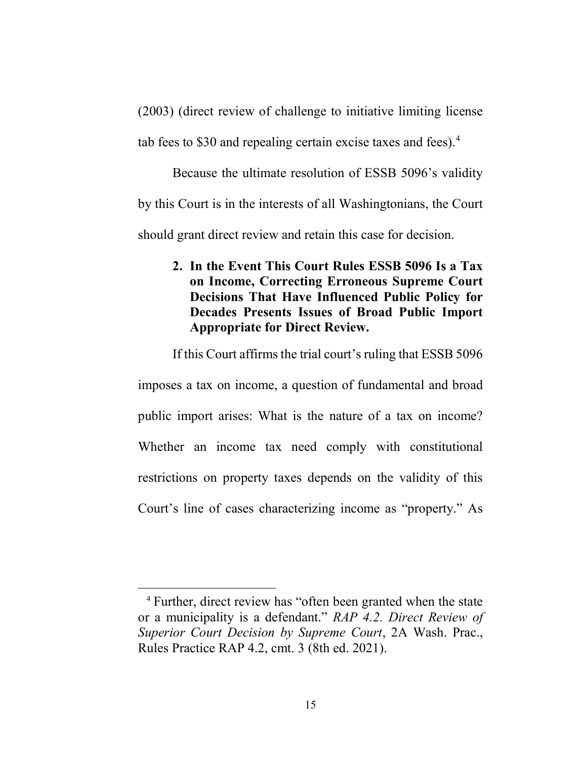(2003) (direct review of challenge to initiative limiting license tab fees to $30 and repealing certain excise taxes and fees).[4]

Because the ultimate resolution of ESSB 5096's validity by this Court is in the interests of all Washingtonians, the Court should grant direct review and retain this case for decision.

**2. In the Event This Court Rules ESSB 5096 Is a Tax on Income, Correcting Erroneous Supreme Court Decisions That Have Influenced Public Policy for Decades Presents Issues of Broad Public Import Appropriate for Direct Review.**

If this Court affirms the trial court's ruling that ESSB 5096 imposes a tax on income, a question of fundamental and broad public import arises: What is the nature of a tax on income? Whether an income tax need comply with constitutional restrictions on property taxes depends on the validity of this Court's line of cases characterizing income as "property." As

---

[4] Further, direct review has "often been granted when the state or a municipality is a defendant." *RAP 4.2. Direct Review of Superior Court Decision by Supreme Court*, 2A Wash. Prac., Rules Practice RAP 4.2, cmt. 3 (8th ed. 2021).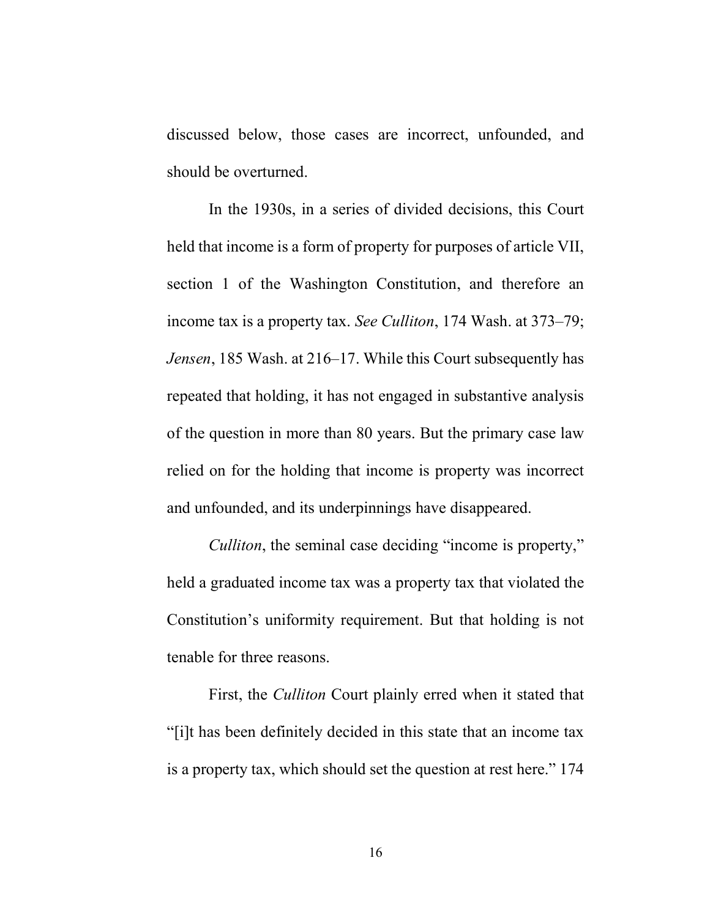discussed below, those cases are incorrect, unfounded, and should be overturned.

In the 1930s, in a series of divided decisions, this Court held that income is a form of property for purposes of article VII, section 1 of the Washington Constitution, and therefore an income tax is a property tax. *See Culliton*, 174 Wash. at 373–79; *Jensen*, 185 Wash. at 216–17. While this Court subsequently has repeated that holding, it has not engaged in substantive analysis of the question in more than 80 years. But the primary case law relied on for the holding that income is property was incorrect and unfounded, and its underpinnings have disappeared.

*Culliton*, the seminal case deciding "income is property," held a graduated income tax was a property tax that violated the Constitution's uniformity requirement. But that holding is not tenable for three reasons.

First, the *Culliton* Court plainly erred when it stated that "[i]t has been definitely decided in this state that an income tax is a property tax, which should set the question at rest here." 174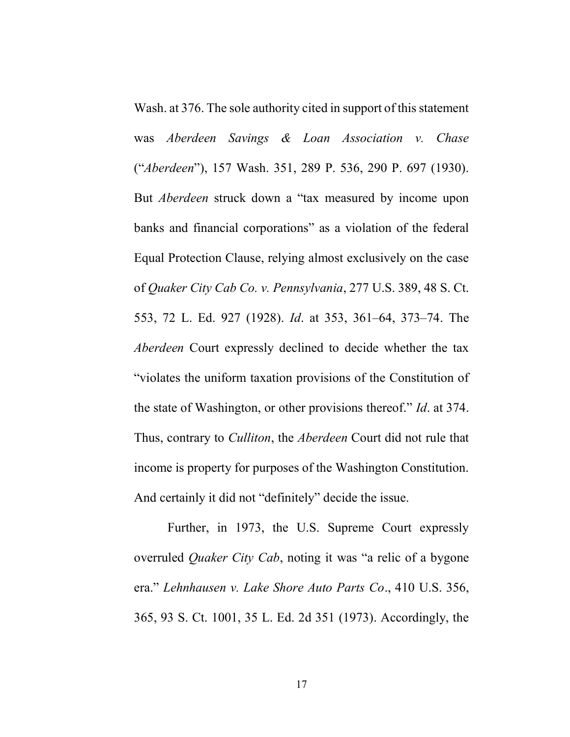Wash. at 376. The sole authority cited in support of this statement was *Aberdeen Savings & Loan Association v. Chase* ("*Aberdeen*"), 157 Wash. 351, 289 P. 536, 290 P. 697 (1930). But *Aberdeen* struck down a "tax measured by income upon banks and financial corporations" as a violation of the federal Equal Protection Clause, relying almost exclusively on the case of *Quaker City Cab Co. v. Pennsylvania*, 277 U.S. 389, 48 S. Ct. 553, 72 L. Ed. 927 (1928). *Id*. at 353, 361–64, 373–74. The *Aberdeen* Court expressly declined to decide whether the tax "violates the uniform taxation provisions of the Constitution of the state of Washington, or other provisions thereof." *Id*. at 374. Thus, contrary to *Culliton*, the *Aberdeen* Court did not rule that income is property for purposes of the Washington Constitution. And certainly it did not "definitely" decide the issue.

Further, in 1973, the U.S. Supreme Court expressly overruled *Quaker City Cab*, noting it was "a relic of a bygone era." *Lehnhausen v. Lake Shore Auto Parts Co*., 410 U.S. 356, 365, 93 S. Ct. 1001, 35 L. Ed. 2d 351 (1973). Accordingly, the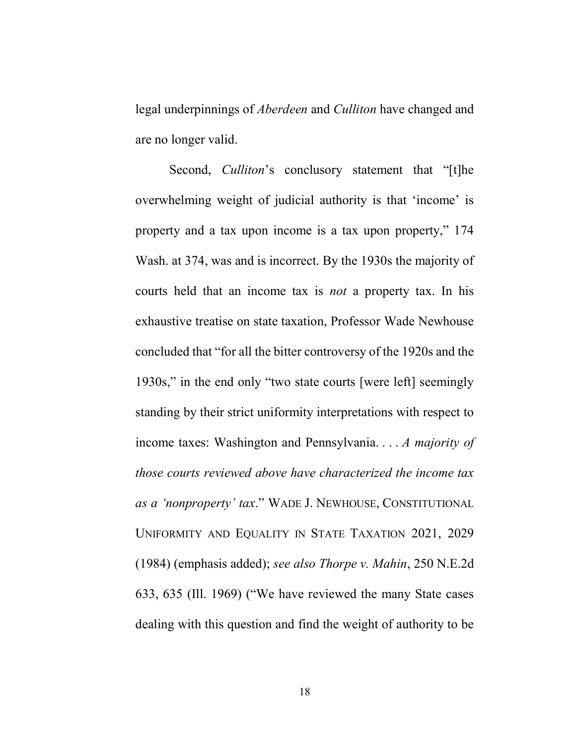legal underpinnings of *Aberdeen* and *Culliton* have changed and are no longer valid.

Second, *Culliton*'s conclusory statement that "[t]he overwhelming weight of judicial authority is that 'income' is property and a tax upon income is a tax upon property," 174 Wash. at 374, was and is incorrect. By the 1930s the majority of courts held that an income tax is *not* a property tax. In his exhaustive treatise on state taxation, Professor Wade Newhouse concluded that "for all the bitter controversy of the 1920s and the 1930s," in the end only "two state courts [were left] seemingly standing by their strict uniformity interpretations with respect to income taxes: Washington and Pennsylvania. . . . *A majority of those courts reviewed above have characterized the income tax as a 'nonproperty' tax*." WADE J. NEWHOUSE, CONSTITUTIONAL UNIFORMITY AND EQUALITY IN STATE TAXATION 2021, 2029 (1984) (emphasis added); *see also Thorpe v. Mahin*, 250 N.E.2d 633, 635 (Ill. 1969) ("We have reviewed the many State cases dealing with this question and find the weight of authority to be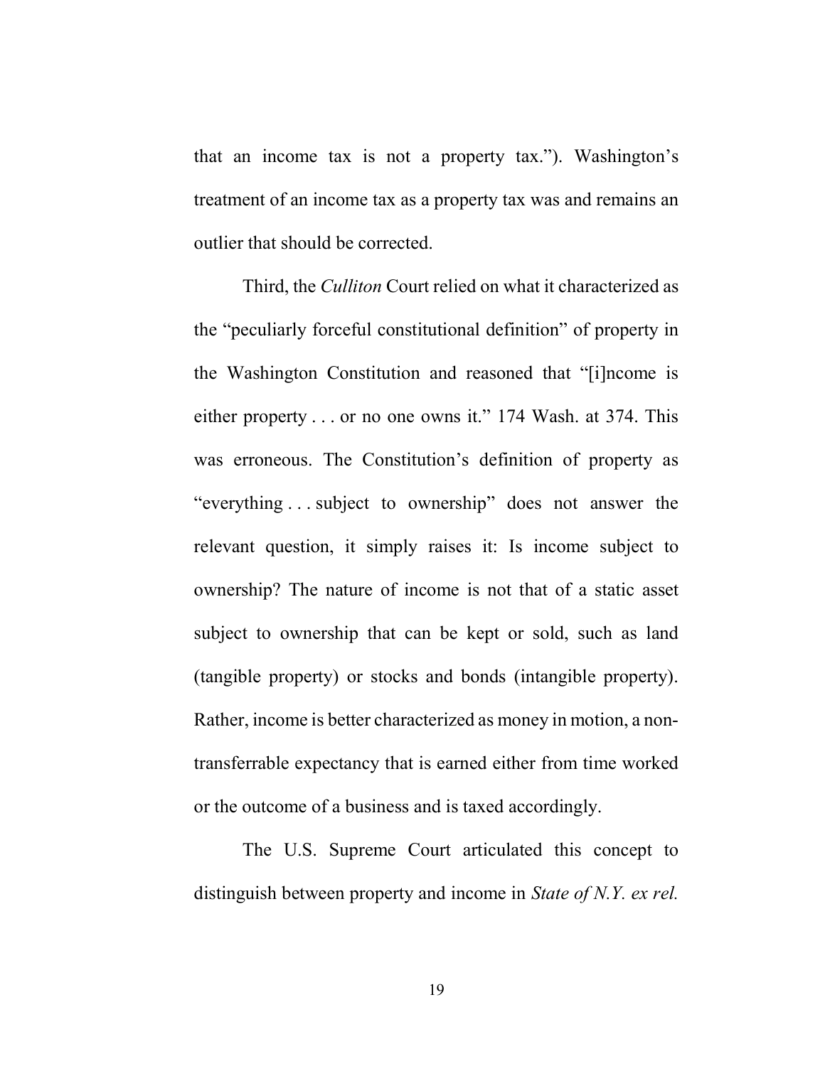that an income tax is not a property tax."). Washington's treatment of an income tax as a property tax was and remains an outlier that should be corrected.

Third, the *Culliton* Court relied on what it characterized as the "peculiarly forceful constitutional definition" of property in the Washington Constitution and reasoned that "[i]ncome is either property . . . or no one owns it." 174 Wash. at 374. This was erroneous. The Constitution's definition of property as "everything . . . subject to ownership" does not answer the relevant question, it simply raises it: Is income subject to ownership? The nature of income is not that of a static asset subject to ownership that can be kept or sold, such as land (tangible property) or stocks and bonds (intangible property). Rather, income is better characterized as money in motion, a non-transferrable expectancy that is earned either from time worked or the outcome of a business and is taxed accordingly.

The U.S. Supreme Court articulated this concept to distinguish between property and income in *State of N.Y. ex rel.*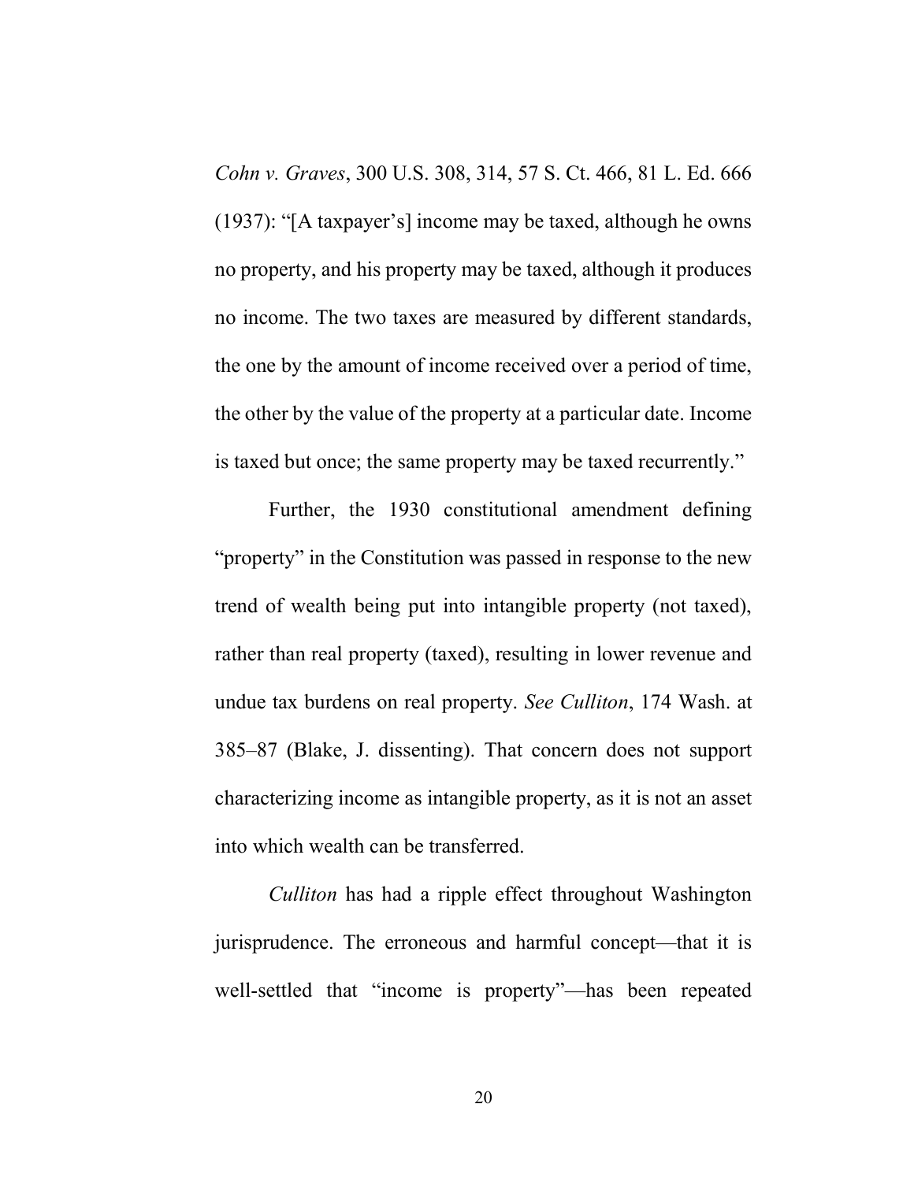*Cohn v. Graves*, 300 U.S. 308, 314, 57 S. Ct. 466, 81 L. Ed. 666 (1937): "[A taxpayer's] income may be taxed, although he owns no property, and his property may be taxed, although it produces no income. The two taxes are measured by different standards, the one by the amount of income received over a period of time, the other by the value of the property at a particular date. Income is taxed but once; the same property may be taxed recurrently."

Further, the 1930 constitutional amendment defining "property" in the Constitution was passed in response to the new trend of wealth being put into intangible property (not taxed), rather than real property (taxed), resulting in lower revenue and undue tax burdens on real property. *See Culliton*, 174 Wash. at 385–87 (Blake, J. dissenting). That concern does not support characterizing income as intangible property, as it is not an asset into which wealth can be transferred.

*Culliton* has had a ripple effect throughout Washington jurisprudence. The erroneous and harmful concept—that it is well-settled that "income is property"—has been repeated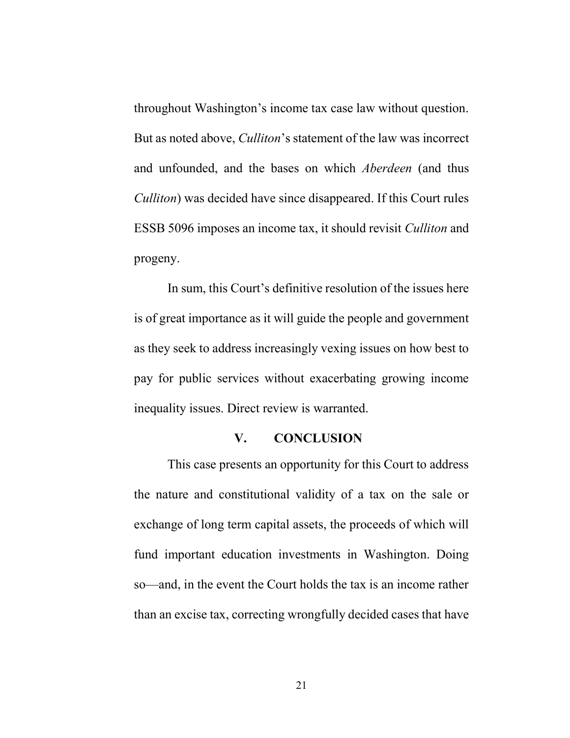throughout Washington's income tax case law without question. But as noted above, *Culliton*'s statement of the law was incorrect and unfounded, and the bases on which *Aberdeen* (and thus *Culliton*) was decided have since disappeared. If this Court rules ESSB 5096 imposes an income tax, it should revisit *Culliton* and progeny.

In sum, this Court's definitive resolution of the issues here is of great importance as it will guide the people and government as they seek to address increasingly vexing issues on how best to pay for public services without exacerbating growing income inequality issues. Direct review is warranted.

## V. CONCLUSION

This case presents an opportunity for this Court to address the nature and constitutional validity of a tax on the sale or exchange of long term capital assets, the proceeds of which will fund important education investments in Washington. Doing so—and, in the event the Court holds the tax is an income rather than an excise tax, correcting wrongfully decided cases that have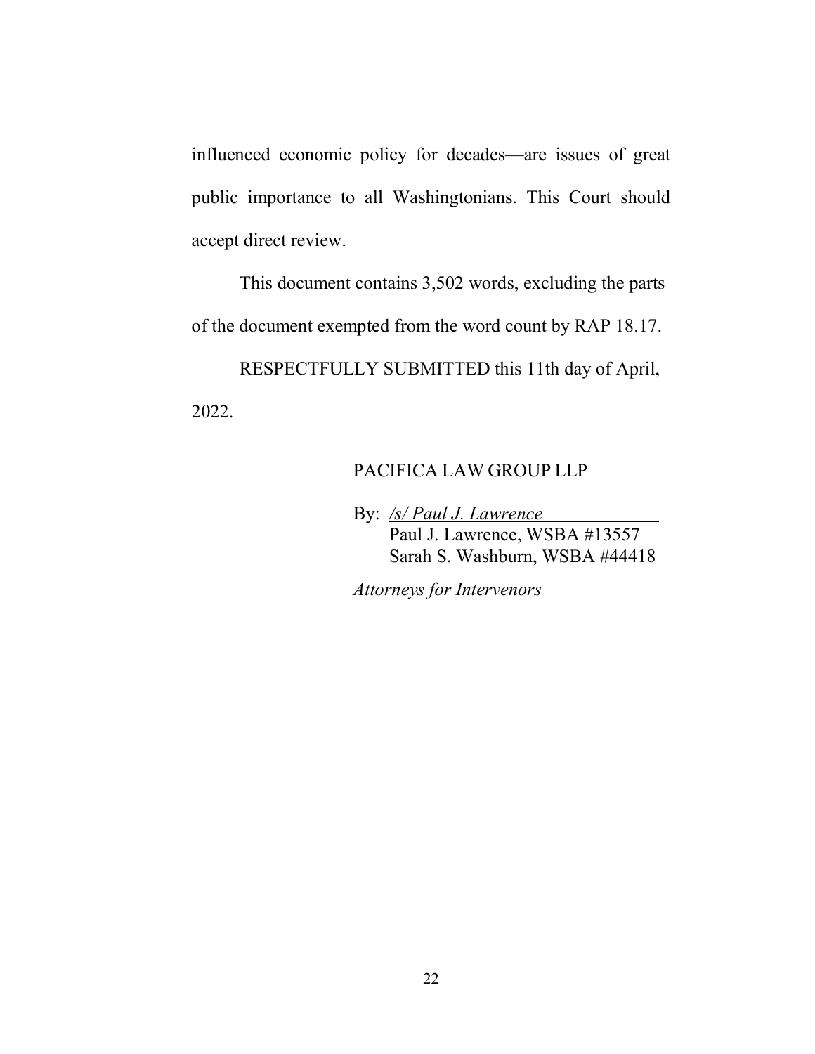influenced economic policy for decades—are issues of great public importance to all Washingtonians. This Court should accept direct review.

This document contains 3,502 words, excluding the parts of the document exempted from the word count by RAP 18.17.

RESPECTFULLY SUBMITTED this 11th day of April, 2022.

PACIFICA LAW GROUP LLP

By: */s/ Paul J. Lawrence*
Paul J. Lawrence, WSBA #13557
Sarah S. Washburn, WSBA #44418

*Attorneys for Intervenors*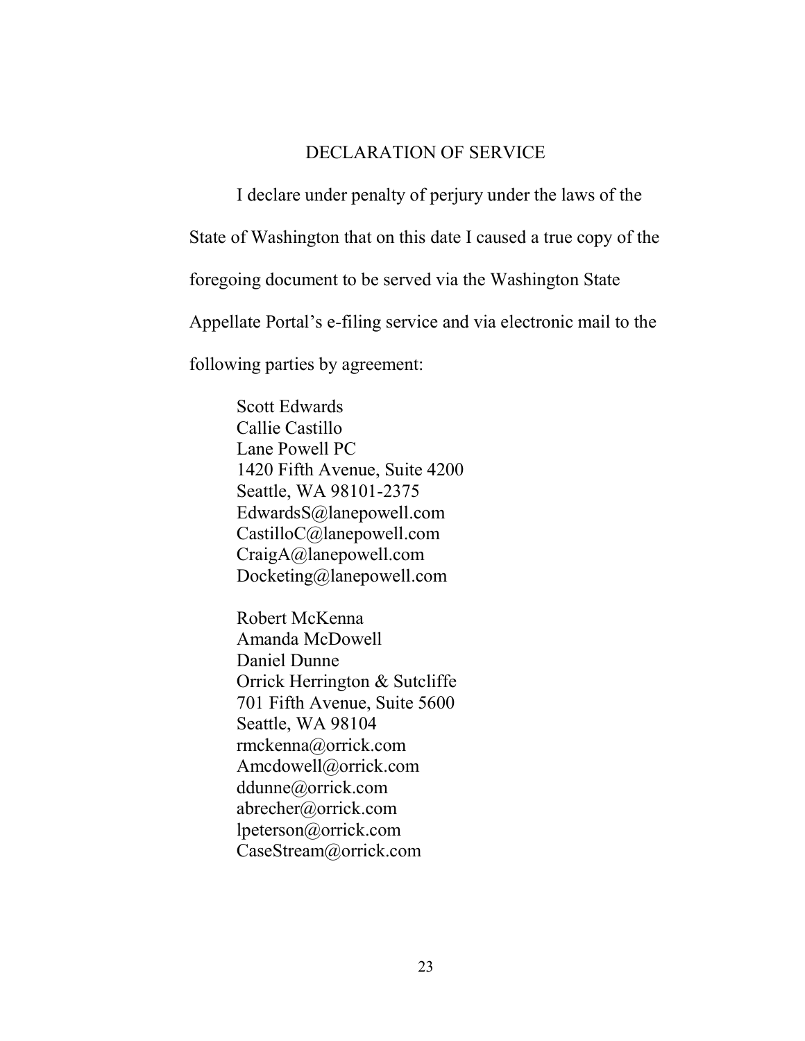## DECLARATION OF SERVICE

I declare under penalty of perjury under the laws of the State of Washington that on this date I caused a true copy of the foregoing document to be served via the Washington State Appellate Portal's e-filing service and via electronic mail to the following parties by agreement:

Scott Edwards
Callie Castillo
Lane Powell PC
1420 Fifth Avenue, Suite 4200
Seattle, WA 98101-2375
EdwardsS@lanepowell.com
CastilloC@lanepowell.com
CraigA@lanepowell.com
Docketing@lanepowell.com

Robert McKenna
Amanda McDowell
Daniel Dunne
Orrick Herrington & Sutcliffe
701 Fifth Avenue, Suite 5600
Seattle, WA 98104
rmckenna@orrick.com
Amcdowell@orrick.com
ddunne@orrick.com
abrecher@orrick.com
lpeterson@orrick.com
CaseStream@orrick.com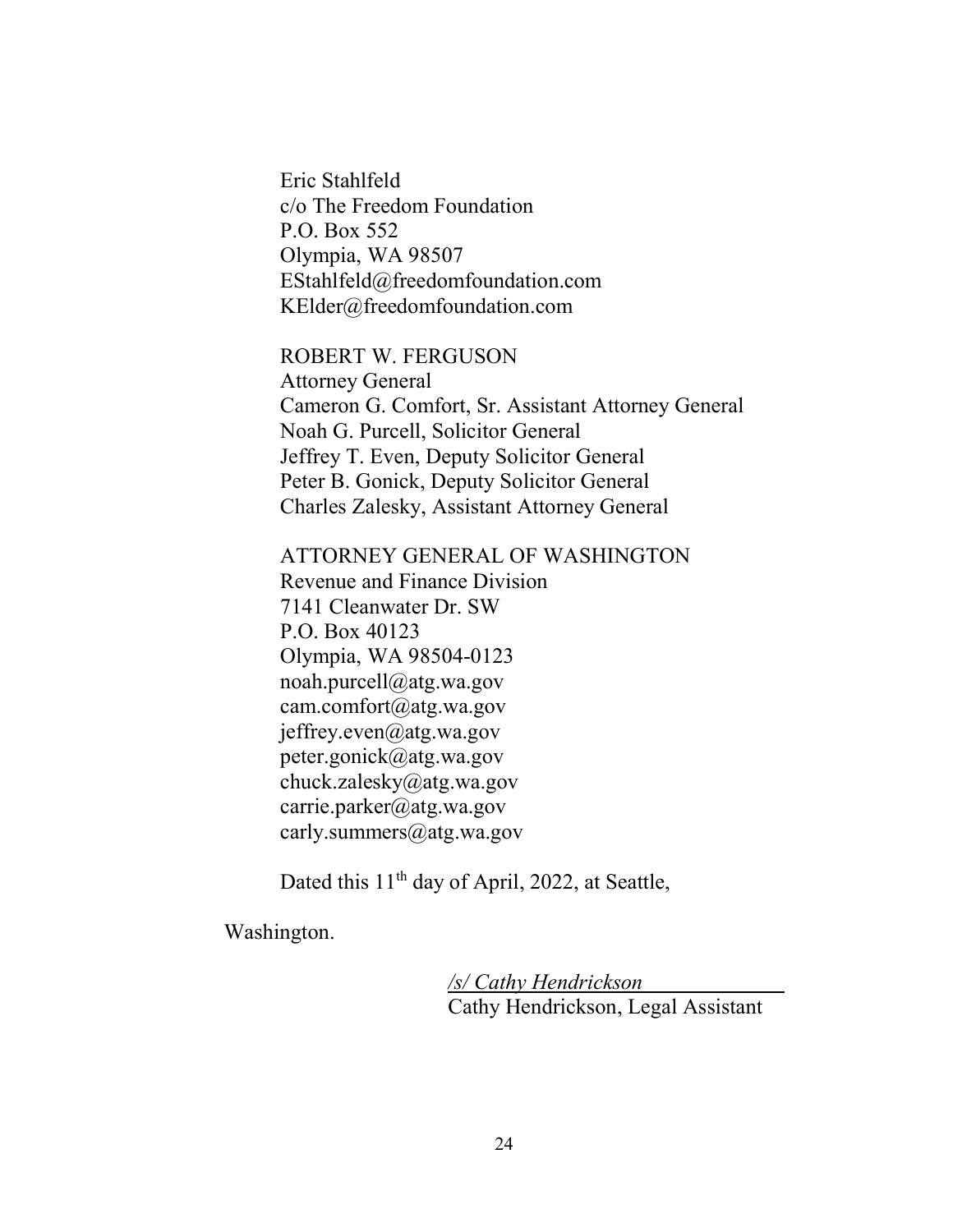Eric Stahlfeld
c/o The Freedom Foundation
P.O. Box 552
Olympia, WA 98507
EStahlfeld@freedomfoundation.com
KElder@freedomfoundation.com

ROBERT W. FERGUSON
Attorney General
Cameron G. Comfort, Sr. Assistant Attorney General
Noah G. Purcell, Solicitor General
Jeffrey T. Even, Deputy Solicitor General
Peter B. Gonick, Deputy Solicitor General
Charles Zalesky, Assistant Attorney General

ATTORNEY GENERAL OF WASHINGTON
Revenue and Finance Division
7141 Cleanwater Dr. SW
P.O. Box 40123
Olympia, WA 98504-0123
noah.purcell@atg.wa.gov
cam.comfort@atg.wa.gov
jeffrey.even@atg.wa.gov
peter.gonick@atg.wa.gov
chuck.zalesky@atg.wa.gov
carrie.parker@atg.wa.gov
carly.summers@atg.wa.gov

Dated this 11th day of April, 2022, at Seattle, Washington.

*/s/ Cathy Hendrickson*
Cathy Hendrickson, Legal Assistant